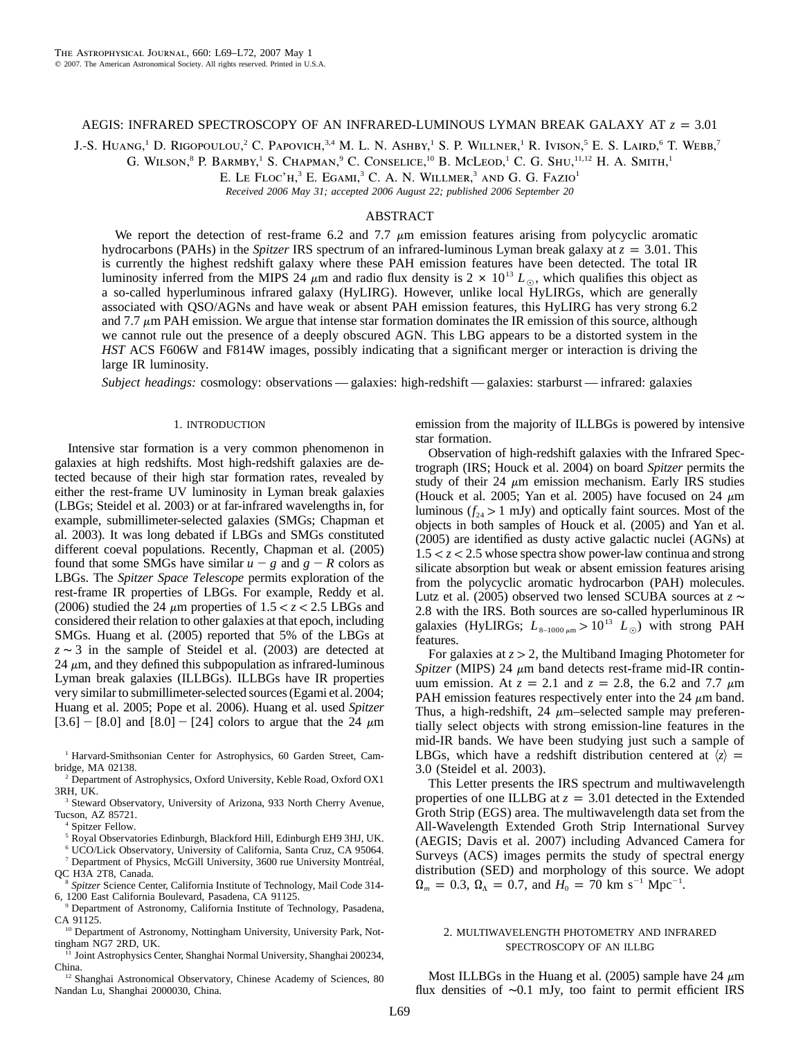# AEGIS: INFRARED SPECTROSCOPY OF AN INFRARED-LUMINOUS LYMAN BREAK GALAXY AT $z = 3.01$

J.-S. Huang,[1] D. Rigopoulou,[2] C. Papovich,[3,4] M. L. N. Ashby,[1] S. P. Willner,[1] R. Ivison,[5] E. S. Laird,[6] T. Webb,[7] G. Wilson,[8] P. Barmby,[1] S. Chapman,[9] C. Conselice,[10] B. McLeod,[1] C. G. Shu,[11,12] H. A. Smith,[1] E. Le Floc'h,[3] E. Egami,[3] C. A. N. Willmer,[3] and G. G. Fazio[1]

*Received 2006 May 31; accepted 2006 August 22; published 2006 September 20*

## ABSTRACT

We report the detection of rest-frame 6.2 and 7.7 $\mu$m emission features arising from polycyclic aromatic hydrocarbons (PAHs) in the *Spitzer* IRS spectrum of an infrared-luminous Lyman break galaxy at $z = 3.01$. This is currently the highest redshift galaxy where these PAH emission features have been detected. The total IR luminosity inferred from the MIPS 24 $\mu$m and radio flux density is $2 \times 10^{13}\ L_\odot$, which qualifies this object as a so-called hyperluminous infrared galaxy (HyLIRG). However, unlike local HyLIRGs, which are generally associated with QSO/AGNs and have weak or absent PAH emission features, this HyLIRG has very strong 6.2 and 7.7 $\mu$m PAH emission. We argue that intense star formation dominates the IR emission of this source, although we cannot rule out the presence of a deeply obscured AGN. This LBG appears to be a distorted system in the *HST* ACS F606W and F814W images, possibly indicating that a significant merger or interaction is driving the large IR luminosity.

*Subject headings:* cosmology: observations — galaxies: high-redshift — galaxies: starburst — infrared: galaxies

## 1. INTRODUCTION

Intensive star formation is a very common phenomenon in galaxies at high redshifts. Most high-redshift galaxies are detected because of their high star formation rates, revealed by either the rest-frame UV luminosity in Lyman break galaxies (LBGs; Steidel et al. 2003) or at far-infrared wavelengths in, for example, submillimeter-selected galaxies (SMGs; Chapman et al. 2003). It was long debated if LBGs and SMGs constituted different coeval populations. Recently, Chapman et al. (2005) found that some SMGs have similar $u - g$ and $g - R$ colors as LBGs. The *Spitzer Space Telescope* permits exploration of the rest-frame IR properties of LBGs. For example, Reddy et al. (2006) studied the 24 $\mu$m properties of $1.5 < z < 2.5$ LBGs and considered their relation to other galaxies at that epoch, including SMGs. Huang et al. (2005) reported that 5% of the LBGs at $z \sim 3$ in the sample of Steidel et al. (2003) are detected at 24 $\mu$m, and they defined this subpopulation as infrared-luminous Lyman break galaxies (ILLBGs). ILLBGs have IR properties very similar to submillimeter-selected sources (Egami et al. 2004; Huang et al. 2005; Pope et al. 2006). Huang et al. used *Spitzer* [3.6] − [8.0] and [8.0] − [24] colors to argue that the 24 $\mu$m emission from the majority of ILLBGs is powered by intensive star formation.

Observation of high-redshift galaxies with the Infrared Spectrograph (IRS; Houck et al. 2004) on board *Spitzer* permits the study of their 24 $\mu$m emission mechanism. Early IRS studies (Houck et al. 2005; Yan et al. 2005) have focused on 24 $\mu$m luminous ($f_{24} > 1$ mJy) and optically faint sources. Most of the objects in both samples of Houck et al. (2005) and Yan et al. (2005) are identified as dusty active galactic nuclei (AGNs) at $1.5 < z < 2.5$ whose spectra show power-law continua and strong silicate absorption but weak or absent emission features arising from the polycyclic aromatic hydrocarbon (PAH) molecules. Lutz et al. (2005) observed two lensed SCUBA sources at $z \sim 2.8$ with the IRS. Both sources are so-called hyperluminous IR galaxies (HyLIRGs; $L_{8-1000\,\mu\mathrm{m}} > 10^{13}\ L_\odot$) with strong PAH features.

For galaxies at $z > 2$, the Multiband Imaging Photometer for *Spitzer* (MIPS) 24 $\mu$m band detects rest-frame mid-IR continuum emission. At $z = 2.1$ and $z = 2.8$, the 6.2 and 7.7 $\mu$m PAH emission features respectively enter into the 24 $\mu$m band. Thus, a high-redshift, 24 $\mu$m–selected sample may preferentially select objects with strong emission-line features in the mid-IR bands. We have been studying just such a sample of LBGs, which have a redshift distribution centered at $\langle z \rangle = 3.0$ (Steidel et al. 2003).

This Letter presents the IRS spectrum and multiwavelength properties of one ILLBG at $z = 3.01$ detected in the Extended Groth Strip (EGS) area. The multiwavelength data set from the All-Wavelength Extended Groth Strip International Survey (AEGIS; Davis et al. 2007) including Advanced Camera for Surveys (ACS) images permits the study of spectral energy distribution (SED) and morphology of this source. We adopt $\Omega_m = 0.3$, $\Omega_\Lambda = 0.7$, and $H_0 = 70$ km s$^{-1}$ Mpc$^{-1}$.

## 2. MULTIWAVELENGTH PHOTOMETRY AND INFRARED SPECTROSCOPY OF AN ILLBG

Most ILLBGs in the Huang et al. (2005) sample have 24 $\mu$m flux densities of ∼0.1 mJy, too faint to permit efficient IRS

---

[1] Harvard-Smithsonian Center for Astrophysics, 60 Garden Street, Cambridge, MA 02138.

[2] Department of Astrophysics, Oxford University, Keble Road, Oxford OX1 3RH, UK.

[3] Steward Observatory, University of Arizona, 933 North Cherry Avenue, Tucson, AZ 85721.

[4] Spitzer Fellow.

[5] Royal Observatories Edinburgh, Blackford Hill, Edinburgh EH9 3HJ, UK.

[6] UCO/Lick Observatory, University of California, Santa Cruz, CA 95064.

[7] Department of Physics, McGill University, 3600 rue University Montréal, QC H3A 2T8, Canada.

[8] *Spitzer* Science Center, California Institute of Technology, Mail Code 314-6, 1200 East California Boulevard, Pasadena, CA 91125.

[9] Department of Astronomy, California Institute of Technology, Pasadena, CA 91125.

[10] Department of Astronomy, Nottingham University, University Park, Nottingham NG7 2RD, UK.

[11] Joint Astrophysics Center, Shanghai Normal University, Shanghai 200234, China.

[12] Shanghai Astronomical Observatory, Chinese Academy of Sciences, 80 Nandan Lu, Shanghai 2000030, China.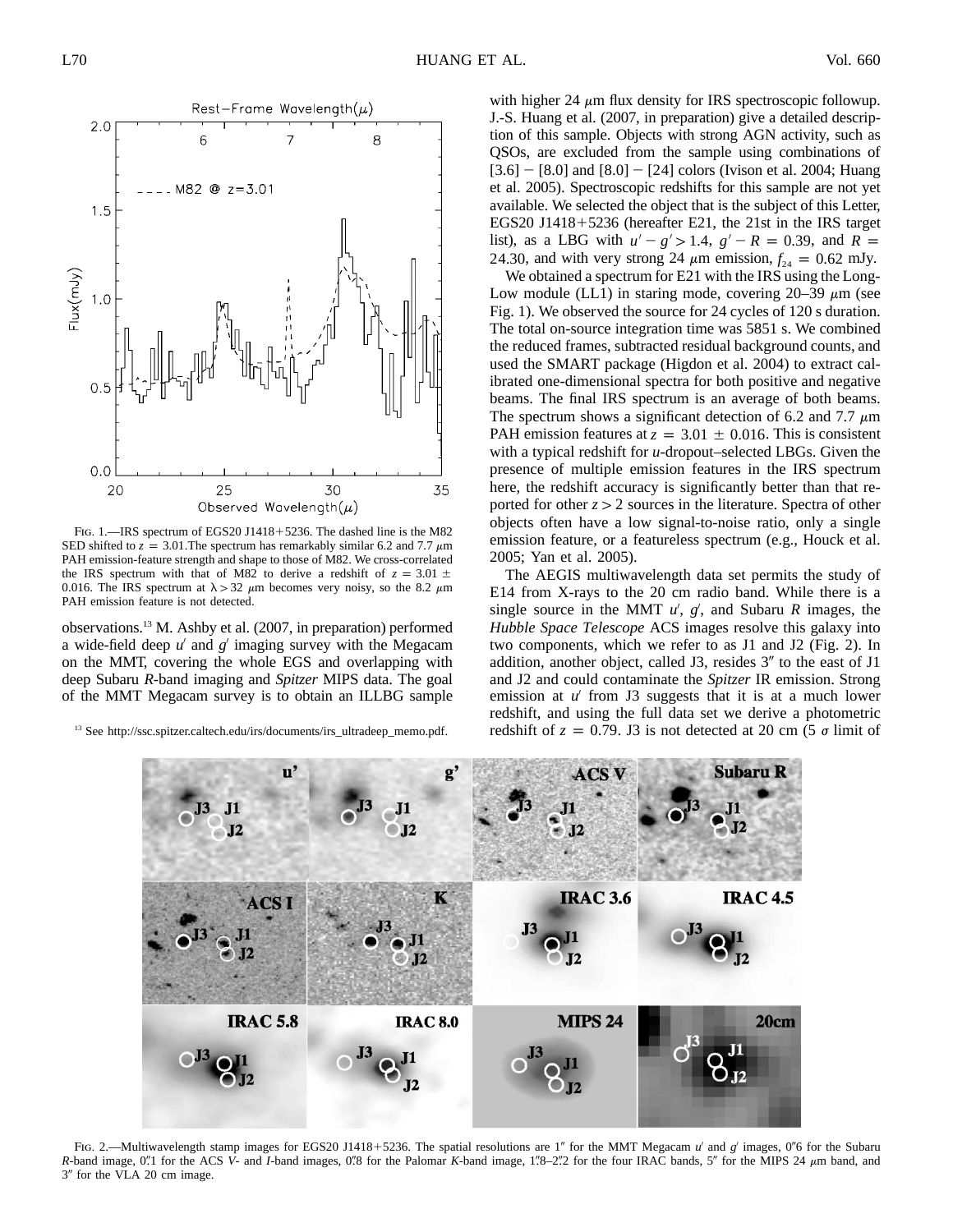FIG. 1.—IRS spectrum of EGS20 J1418+5236. The dashed line is the M82 SED shifted to $z = 3.01$.The spectrum has remarkably similar 6.2 and 7.7 $\mu$m PAH emission-feature strength and shape to those of M82. We cross-correlated the IRS spectrum with that of M82 to derive a redshift of $z = 3.01 \pm 0.016$. The IRS spectrum at $\lambda > 32$ $\mu$m becomes very noisy, so the 8.2 $\mu$m PAH emission feature is not detected.

observations.[13] M. Ashby et al. (2007, in preparation) performed a wide-field deep $u'$ and $g'$ imaging survey with the Megacam on the MMT, covering the whole EGS and overlapping with deep Subaru $R$-band imaging and *Spitzer* MIPS data. The goal of the MMT Megacam survey is to obtain an ILLBG sample with higher 24 $\mu$m flux density for IRS spectroscopic followup. J.-S. Huang et al. (2007, in preparation) give a detailed description of this sample. Objects with strong AGN activity, such as QSOs, are excluded from the sample using combinations of $[3.6] - [8.0]$ and $[8.0] - [24]$ colors (Ivison et al. 2004; Huang et al. 2005). Spectroscopic redshifts for this sample are not yet available. We selected the object that is the subject of this Letter, EGS20 J1418+5236 (hereafter E21, the 21st in the IRS target list), as a LBG with $u' - g' > 1.4$, $g' - R = 0.39$, and $R = 24.30$, and with very strong 24 $\mu$m emission, $f_{24} = 0.62$ mJy.

We obtained a spectrum for E21 with the IRS using the Long-Low module (LL1) in staring mode, covering 20–39 $\mu$m (see Fig. 1). We observed the source for 24 cycles of 120 s duration. The total on-source integration time was 5851 s. We combined the reduced frames, subtracted residual background counts, and used the SMART package (Higdon et al. 2004) to extract calibrated one-dimensional spectra for both positive and negative beams. The final IRS spectrum is an average of both beams. The spectrum shows a significant detection of 6.2 and 7.7 $\mu$m PAH emission features at $z = 3.01 \pm 0.016$. This is consistent with a typical redshift for $u$-dropout–selected LBGs. Given the presence of multiple emission features in the IRS spectrum here, the redshift accuracy is significantly better than that reported for other $z > 2$ sources in the literature. Spectra of other objects often have a low signal-to-noise ratio, only a single emission feature, or a featureless spectrum (e.g., Houck et al. 2005; Yan et al. 2005).

The AEGIS multiwavelength data set permits the study of E14 from X-rays to the 20 cm radio band. While there is a single source in the MMT $u'$, $g'$, and Subaru $R$ images, the *Hubble Space Telescope* ACS images resolve this galaxy into two components, which we refer to as J1 and J2 (Fig. 2). In addition, another object, called J3, resides 3″ to the east of J1 and J2 and could contaminate the *Spitzer* IR emission. Strong emission at $u'$ from J3 suggests that it is at a much lower redshift, and using the full data set we derive a photometric redshift of $z = 0.79$. J3 is not detected at 20 cm (5 $\sigma$ limit of

[13] See http://ssc.spitzer.caltech.edu/irs/documents/irs_ultradeep_memo.pdf.

FIG. 2.—Multiwavelength stamp images for EGS20 J1418+5236. The spatial resolutions are 1″ for the MMT Megacam $u'$ and $g'$ images, 0.″6 for the Subaru $R$-band image, 0.″1 for the ACS $V$- and $I$-band images, 0.″8 for the Palomar $K$-band image, 1.″8–2.″2 for the four IRAC bands, 5″ for the MIPS 24 $\mu$m band, and 3″ for the VLA 20 cm image.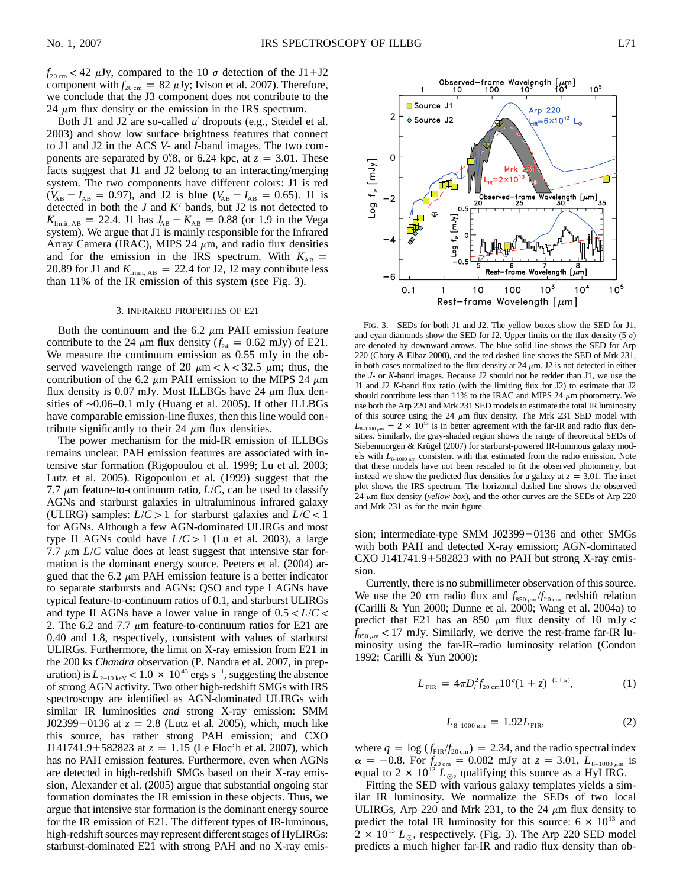$f_{20\,\rm cm} < 42$ $\mu$Jy, compared to the 10 $\sigma$ detection of the J1+J2 component with $f_{20\,\rm cm} = 82$ $\mu$Jy; Ivison et al. 2007). Therefore, we conclude that the J3 component does not contribute to the 24 $\mu$m flux density or the emission in the IRS spectrum.

Both J1 and J2 are so-called $u'$ dropouts (e.g., Steidel et al. 2003) and show low surface brightness features that connect to J1 and J2 in the ACS *V*- and *I*-band images. The two components are separated by 0".8, or 6.24 kpc, at $z = 3.01$. These facts suggest that J1 and J2 belong to an interacting/merging system. The two components have different colors: J1 is red ($V_{\rm AB} - I_{\rm AB} = 0.97$), and J2 is blue ($V_{\rm AB} - I_{\rm AB} = 0.65$). J1 is detected in both the *J* and $K'$ bands, but J2 is not detected to $K_{\rm limit,\,AB} = 22.4$. J1 has $J_{\rm AB} - K_{\rm AB} = 0.88$ (or 1.9 in the Vega system). We argue that J1 is mainly responsible for the Infrared Array Camera (IRAC), MIPS 24 $\mu$m, and radio flux densities and for the emission in the IRS spectrum. With $K_{\rm AB} = 20.89$ for J1 and $K_{\rm limit,\,AB} = 22.4$ for J2, J2 may contribute less than 11% of the IR emission of this system (see Fig. 3).

## 3. INFRARED PROPERTIES OF E21

Both the continuum and the 6.2 $\mu$m PAH emission feature contribute to the 24 $\mu$m flux density ($f_{24} = 0.62$ mJy) of E21. We measure the continuum emission as 0.55 mJy in the observed wavelength range of 20 $\mu$m $< \lambda <$ 32.5 $\mu$m; thus, the contribution of the 6.2 $\mu$m PAH emission to the MIPS 24 $\mu$m flux density is 0.07 mJy. Most ILLBGs have 24 $\mu$m flux densities of ~0.06–0.1 mJy (Huang et al. 2005). If other ILLBGs have comparable emission-line fluxes, then this line would contribute significantly to their 24 $\mu$m flux densities.

The power mechanism for the mid-IR emission of ILLBGs remains unclear. PAH emission features are associated with intensive star formation (Rigopoulou et al. 1999; Lu et al. 2003; Lutz et al. 2005). Rigopoulou et al. (1999) suggest that the 7.7 $\mu$m feature-to-continuum ratio, $L/C$, can be used to classify AGNs and starburst galaxies in ultraluminous infrared galaxy (ULIRG) samples: $L/C > 1$ for starburst galaxies and $L/C < 1$ for AGNs. Although a few AGN-dominated ULIRGs and most type II AGNs could have $L/C > 1$ (Lu et al. 2003), a large 7.7 $\mu$m $L/C$ value does at least suggest that intensive star formation is the dominant energy source. Peeters et al. (2004) argued that the 6.2 $\mu$m PAH emission feature is a better indicator to separate starbursts and AGNs: QSO and type I AGNs have typical feature-to-continuum ratios of 0.1, and starburst ULIRGs and type II AGNs have a lower value in range of $0.5 < L/C < 2$. The 6.2 and 7.7 $\mu$m feature-to-continuum ratios for E21 are 0.40 and 1.8, respectively, consistent with values of starburst ULIRGs. Furthermore, the limit on X-ray emission from E21 in the 200 ks *Chandra* observation (P. Nandra et al. 2007, in preparation) is $L_{2-10\,\rm keV} < 1.0 \times 10^{43}$ ergs s$^{-1}$, suggesting the absence of strong AGN activity. Two other high-redshift SMGs with IRS spectroscopy are identified as AGN-dominated ULIRGs with similar IR luminosities *and* strong X-ray emission: SMM J02399−0136 at $z = 2.8$ (Lutz et al. 2005), which, much like this source, has rather strong PAH emission; and CXO J141741.9+582823 at $z = 1.15$ (Le Floc'h et al. 2007), which has no PAH emission features. Furthermore, even when AGNs are detected in high-redshift SMGs based on their X-ray emission, Alexander et al. (2005) argue that substantial ongoing star formation dominates the IR emission in these objects. Thus, we argue that intensive star formation is the dominant energy source for the IR emission of E21. The different types of IR-luminous, high-redshift sources may represent different stages of HyLIRGs: starburst-dominated E21 with strong PAH and no X-ray emission; intermediate-type SMM J02399−0136 and other SMGs with both PAH and detected X-ray emission; AGN-dominated CXO J141741.9+582823 with no PAH but strong X-ray emission.

Fig. 3.—SEDs for both J1 and J2. The yellow boxes show the SED for J1, and cyan diamonds show the SED for J2. Upper limits on the flux density (5 $\sigma$) are denoted by downward arrows. The blue solid line shows the SED for Arp 220 (Chary & Elbaz 2000), and the red dashed line shows the SED of Mrk 231, in both cases normalized to the flux density at 24 $\mu$m. J2 is not detected in either the *J*- or *K*-band images. Because J2 should not be redder than J1, we use the J1 and J2 *K*-band flux ratio (with the limiting flux for J2) to estimate that J2 should contribute less than 11% to the IRAC and MIPS 24 $\mu$m photometry. We use both the Arp 220 and Mrk 231 SED models to estimate the total IR luminosity of this source using the 24 $\mu$m flux density. The Mrk 231 SED model with $L_{8-1000\,\mu\rm m} = 2 \times 10^{13}$ is in better agreement with the far-IR and radio flux densities. Similarly, the gray-shaded region shows the range of theoretical SEDs of Siebenmorgen & Krügel (2007) for starburst-powered IR-luminous galaxy models with $L_{8-1000\,\mu\rm m}$ consistent with that estimated from the radio emission. Note that these models have not been rescaled to fit the observed photometry, but instead we show the predicted flux densities for a galaxy at $z = 3.01$. The inset plot shows the IRS spectrum. The horizontal dashed line shows the observed 24 $\mu$m flux density (*yellow box*), and the other curves are the SEDs of Arp 220 and Mrk 231 as for the main figure.

Currently, there is no submillimeter observation of this source. We use the 20 cm radio flux and $f_{850\,\mu\rm m}/f_{20\,\rm cm}$ redshift relation (Carilli & Yun 2000; Dunne et al. 2000; Wang et al. 2004a) to predict that E21 has an 850 $\mu$m flux density of 10 mJy $< f_{850\,\mu\rm m} < 17$ mJy. Similarly, we derive the rest-frame far-IR luminosity using the far-IR–radio luminosity relation (Condon 1992; Carilli & Yun 2000):

$$L_{\rm FIR} = 4\pi D_l^2 f_{20\,\rm cm} 10^q (1+z)^{-(1+\alpha)}, \tag{1}$$

$$L_{8-1000\,\mu\rm m} = 1.92 L_{\rm FIR}, \tag{2}$$

where $q = \log(f_{\rm FIR}/f_{20\,\rm cm}) = 2.34$, and the radio spectral index $\alpha = -0.8$. For $f_{20\,\rm cm} = 0.082$ mJy at $z = 3.01$, $L_{8-1000\,\mu\rm m}$ is equal to $2 \times 10^{13}$ $L_\odot$, qualifying this source as a HyLIRG.

Fitting the SED with various galaxy templates yields a similar IR luminosity. We normalize the SEDs of two local ULIRGs, Arp 220 and Mrk 231, to the 24 $\mu$m flux density to predict the total IR luminosity for this source: $6 \times 10^{13}$ and $2 \times 10^{13}$ $L_\odot$, respectively. (Fig. 3). The Arp 220 SED model predicts a much higher far-IR and radio flux density than ob-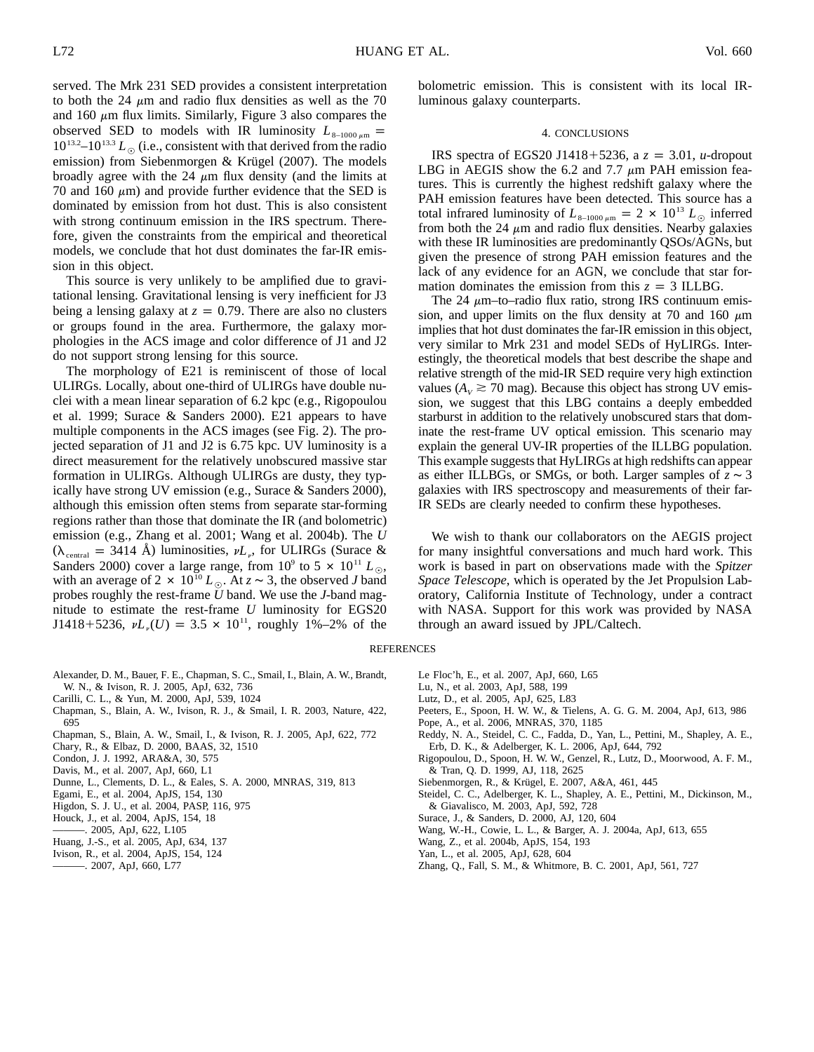served. The Mrk 231 SED provides a consistent interpretation to both the 24 $\mu$m and radio flux densities as well as the 70 and 160 $\mu$m flux limits. Similarly, Figure 3 also compares the observed SED to models with IR luminosity $L_{8-1000\,\mu m} = 10^{13.2}$–$10^{13.3}\,L_\odot$ (i.e., consistent with that derived from the radio emission) from Siebenmorgen & Krügel (2007). The models broadly agree with the 24 $\mu$m flux density (and the limits at 70 and 160 $\mu$m) and provide further evidence that the SED is dominated by emission from hot dust. This is also consistent with strong continuum emission in the IRS spectrum. Therefore, given the constraints from the empirical and theoretical models, we conclude that hot dust dominates the far-IR emission in this object.

This source is very unlikely to be amplified due to gravitational lensing. Gravitational lensing is very inefficient for J3 being a lensing galaxy at $z = 0.79$. There are also no clusters or groups found in the area. Furthermore, the galaxy morphologies in the ACS image and color difference of J1 and J2 do not support strong lensing for this source.

The morphology of E21 is reminiscent of those of local ULIRGs. Locally, about one-third of ULIRGs have double nuclei with a mean linear separation of 6.2 kpc (e.g., Rigopoulou et al. 1999; Surace & Sanders 2000). E21 appears to have multiple components in the ACS images (see Fig. 2). The projected separation of J1 and J2 is 6.75 kpc. UV luminosity is a direct measurement for the relatively unobscured massive star formation in ULIRGs. Although ULIRGs are dusty, they typically have strong UV emission (e.g., Surace & Sanders 2000), although this emission often stems from separate star-forming regions rather than those that dominate the IR (and bolometric) emission (e.g., Zhang et al. 2001; Wang et al. 2004b). The $U$ ($\lambda_{\rm central} = 3414$ Å) luminosities, $\nu L_\nu$, for ULIRGs (Surace & Sanders 2000) cover a large range, from $10^9$ to $5 \times 10^{11}\,L_\odot$, with an average of $2 \times 10^{10}\,L_\odot$. At $z \sim 3$, the observed $J$ band probes roughly the rest-frame $U$ band. We use the $J$-band magnitude to estimate the rest-frame $U$ luminosity for EGS20 J1418+5236, $\nu L_\nu(U) = 3.5 \times 10^{11}$, roughly 1%–2% of the bolometric emission. This is consistent with its local IR-luminous galaxy counterparts.

## 4. CONCLUSIONS

IRS spectra of EGS20 J1418+5236, a $z = 3.01$, $u$-dropout LBG in AEGIS show the 6.2 and 7.7 $\mu$m PAH emission features. This is currently the highest redshift galaxy where the PAH emission features have been detected. This source has a total infrared luminosity of $L_{8-1000\,\mu m} = 2 \times 10^{13}\,L_\odot$ inferred from both the 24 $\mu$m and radio flux densities. Nearby galaxies with these IR luminosities are predominantly QSOs/AGNs, but given the presence of strong PAH emission features and the lack of any evidence for an AGN, we conclude that star formation dominates the emission from this $z = 3$ ILLBG.

The 24 $\mu$m–to–radio flux ratio, strong IRS continuum emission, and upper limits on the flux density at 70 and 160 $\mu$m implies that hot dust dominates the far-IR emission in this object, very similar to Mrk 231 and model SEDs of HyLIRGs. Interestingly, the theoretical models that best describe the shape and relative strength of the mid-IR SED require very high extinction values ($A_V \gtrsim 70$ mag). Because this object has strong UV emission, we suggest that this LBG contains a deeply embedded starburst in addition to the relatively unobscured stars that dominate the rest-frame UV optical emission. This scenario may explain the general UV-IR properties of the ILLBG population. This example suggests that HyLIRGs at high redshifts can appear as either ILLBGs, or SMGs, or both. Larger samples of $z \sim 3$ galaxies with IRS spectroscopy and measurements of their far-IR SEDs are clearly needed to confirm these hypotheses.

We wish to thank our collaborators on the AEGIS project for many insightful conversations and much hard work. This work is based in part on observations made with the *Spitzer Space Telescope*, which is operated by the Jet Propulsion Laboratory, California Institute of Technology, under a contract with NASA. Support for this work was provided by NASA through an award issued by JPL/Caltech.

## REFERENCES

Alexander, D. M., Bauer, F. E., Chapman, S. C., Smail, I., Blain, A. W., Brandt, W. N., & Ivison, R. J. 2005, ApJ, 632, 736
Carilli, C. L., & Yun, M. 2000, ApJ, 539, 1024
Chapman, S., Blain, A. W., Ivison, R. J., & Smail, I. R. 2003, Nature, 422, 695
Chapman, S., Blain, A. W., Smail, I., & Ivison, R. J. 2005, ApJ, 622, 772
Chary, R., & Elbaz, D. 2000, BAAS, 32, 1510
Condon, J. J. 1992, ARA&A, 30, 575
Davis, M., et al. 2007, ApJ, 660, L1
Dunne, L., Clements, D. L., & Eales, S. A. 2000, MNRAS, 319, 813
Egami, E., et al. 2004, ApJS, 154, 130
Higdon, S. J. U., et al. 2004, PASP, 116, 975
Houck, J., et al. 2004, ApJS, 154, 18
———. 2005, ApJ, 622, L105
Huang, J.-S., et al. 2005, ApJ, 634, 137
Ivison, R., et al. 2004, ApJS, 154, 124
———. 2007, ApJ, 660, L77
Le Floc'h, E., et al. 2007, ApJ, 660, L65
Lu, N., et al. 2003, ApJ, 588, 199
Lutz, D., et al. 2005, ApJ, 625, L83
Peeters, E., Spoon, H. W. W., & Tielens, A. G. G. M. 2004, ApJ, 613, 986
Pope, A., et al. 2006, MNRAS, 370, 1185
Reddy, N. A., Steidel, C. C., Fadda, D., Yan, L., Pettini, M., Shapley, A. E., Erb, D. K., & Adelberger, K. L. 2006, ApJ, 644, 792
Rigopoulou, D., Spoon, H. W. W., Genzel, R., Lutz, D., Moorwood, A. F. M., & Tran, Q. D. 1999, AJ, 118, 2625
Siebenmorgen, R., & Krügel, E. 2007, A&A, 461, 445
Steidel, C. C., Adelberger, K. L., Shapley, A. E., Pettini, M., Dickinson, M., & Giavalisco, M. 2003, ApJ, 592, 728
Surace, J., & Sanders, D. 2000, AJ, 120, 604
Wang, W.-H., Cowie, L. L., & Barger, A. J. 2004a, ApJ, 613, 655
Wang, Z., et al. 2004b, ApJS, 154, 193
Yan, L., et al. 2005, ApJ, 628, 604
Zhang, Q., Fall, S. M., & Whitmore, B. C. 2001, ApJ, 561, 727